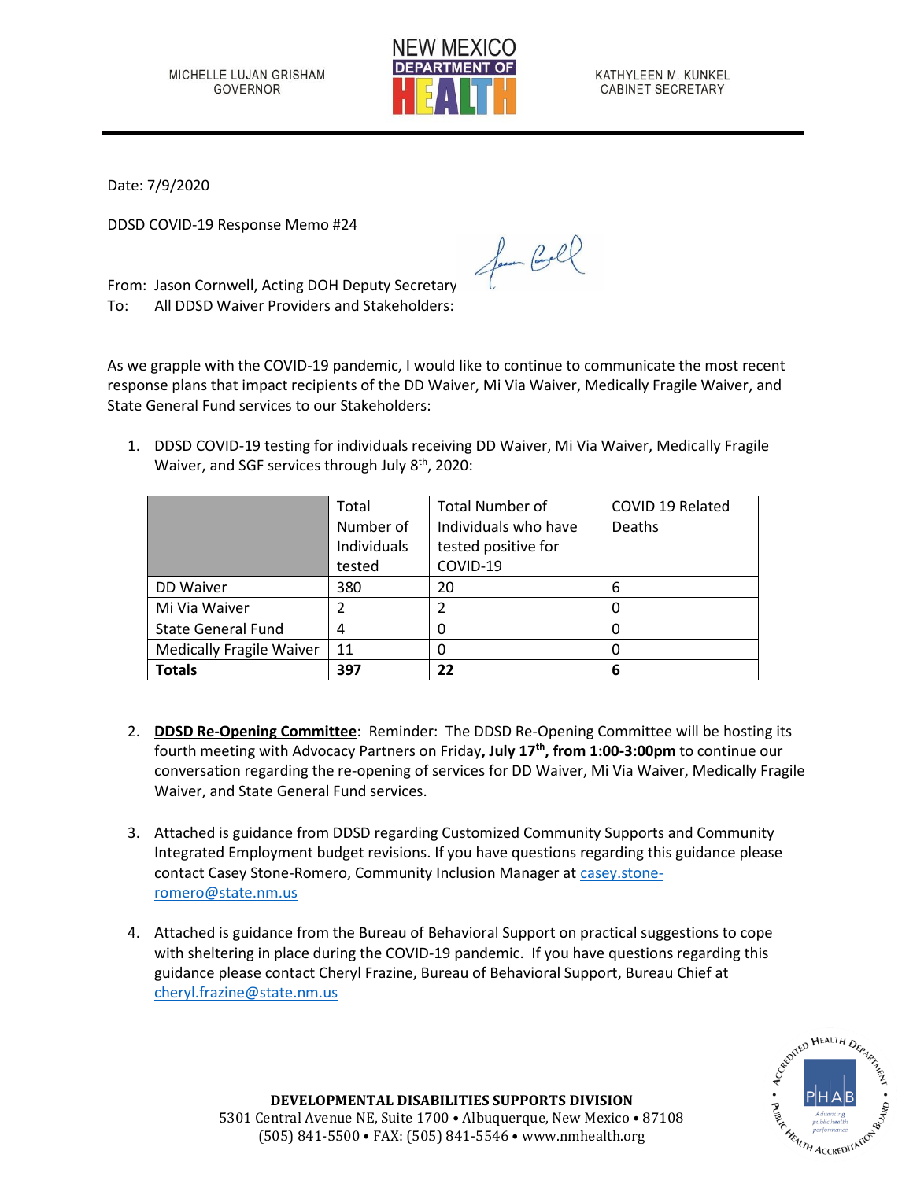MICHELLE LUJAN GRISHAM
GOVERNOR

NEW MEXICO DEPARTMENT OF HEALTH

KATHYLEEN M. KUNKEL
CABINET SECRETARY

Date: 7/9/2020

DDSD COVID-19 Response Memo #24

From: Jason Cornwell, Acting DOH Deputy Secretary
To: All DDSD Waiver Providers and Stakeholders:

As we grapple with the COVID-19 pandemic, I would like to continue to communicate the most recent response plans that impact recipients of the DD Waiver, Mi Via Waiver, Medically Fragile Waiver, and State General Fund services to our Stakeholders:

1. DDSD COVID-19 testing for individuals receiving DD Waiver, Mi Via Waiver, Medically Fragile Waiver, and SGF services through July 8th, 2020:

| | Total Number of Individuals tested | Total Number of Individuals who have tested positive for COVID-19 | COVID 19 Related Deaths |
|---|---|---|---|
| DD Waiver | 380 | 20 | 6 |
| Mi Via Waiver | 2 | 2 | 0 |
| State General Fund | 4 | 0 | 0 |
| Medically Fragile Waiver | 11 | 0 | 0 |
| **Totals** | **397** | **22** | **6** |

2. **DDSD Re-Opening Committee**: Reminder: The DDSD Re-Opening Committee will be hosting its fourth meeting with Advocacy Partners on Friday**, July 17th, from 1:00-3:00pm** to continue our conversation regarding the re-opening of services for DD Waiver, Mi Via Waiver, Medically Fragile Waiver, and State General Fund services.

3. Attached is guidance from DDSD regarding Customized Community Supports and Community Integrated Employment budget revisions. If you have questions regarding this guidance please contact Casey Stone-Romero, Community Inclusion Manager at casey.stone-romero@state.nm.us

4. Attached is guidance from the Bureau of Behavioral Support on practical suggestions to cope with sheltering in place during the COVID-19 pandemic. If you have questions regarding this guidance please contact Cheryl Frazine, Bureau of Behavioral Support, Bureau Chief at cheryl.frazine@state.nm.us

**DEVELOPMENTAL DISABILITIES SUPPORTS DIVISION**
5301 Central Avenue NE, Suite 1700 • Albuquerque, New Mexico • 87108
(505) 841-5500 • FAX: (505) 841-5546 • www.nmhealth.org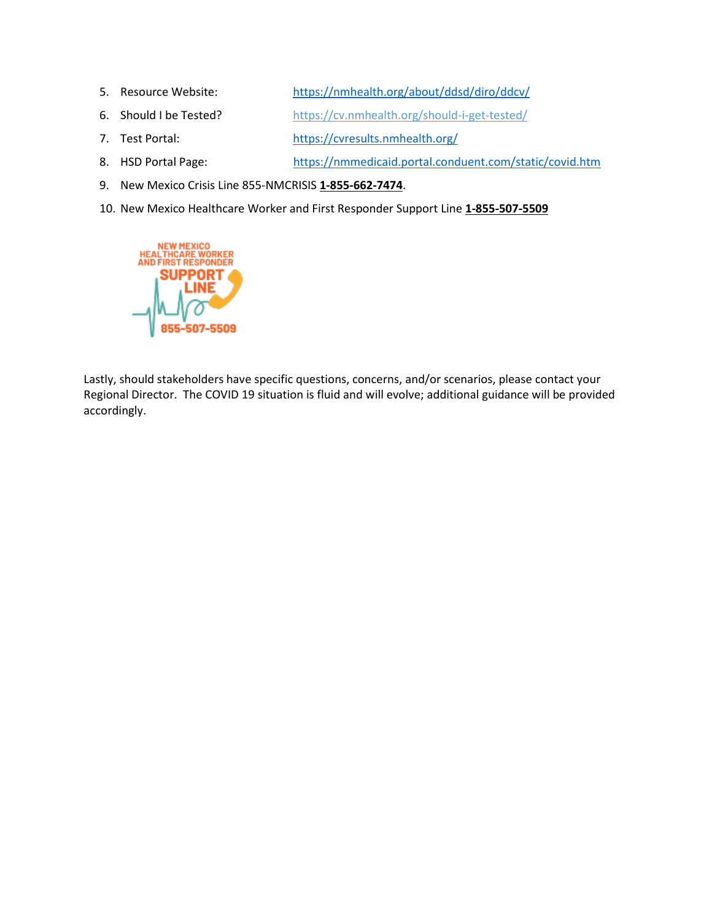5. Resource Website: https://nmhealth.org/about/ddsd/diro/ddcv/
6. Should I be Tested? https://cv.nmhealth.org/should-i-get-tested/
7. Test Portal: https://cvresults.nmhealth.org/
8. HSD Portal Page: https://nmmedicaid.portal.conduent.com/static/covid.htm
9. New Mexico Crisis Line 855-NMCRISIS **1-855-662-7474**.
10. New Mexico Healthcare Worker and First Responder Support Line **1-855-507-5509**

NEW MEXICO HEALTHCARE WORKER AND FIRST RESPONDER SUPPORT LINE 855-507-5509

Lastly, should stakeholders have specific questions, concerns, and/or scenarios, please contact your Regional Director. The COVID 19 situation is fluid and will evolve; additional guidance will be provided accordingly.